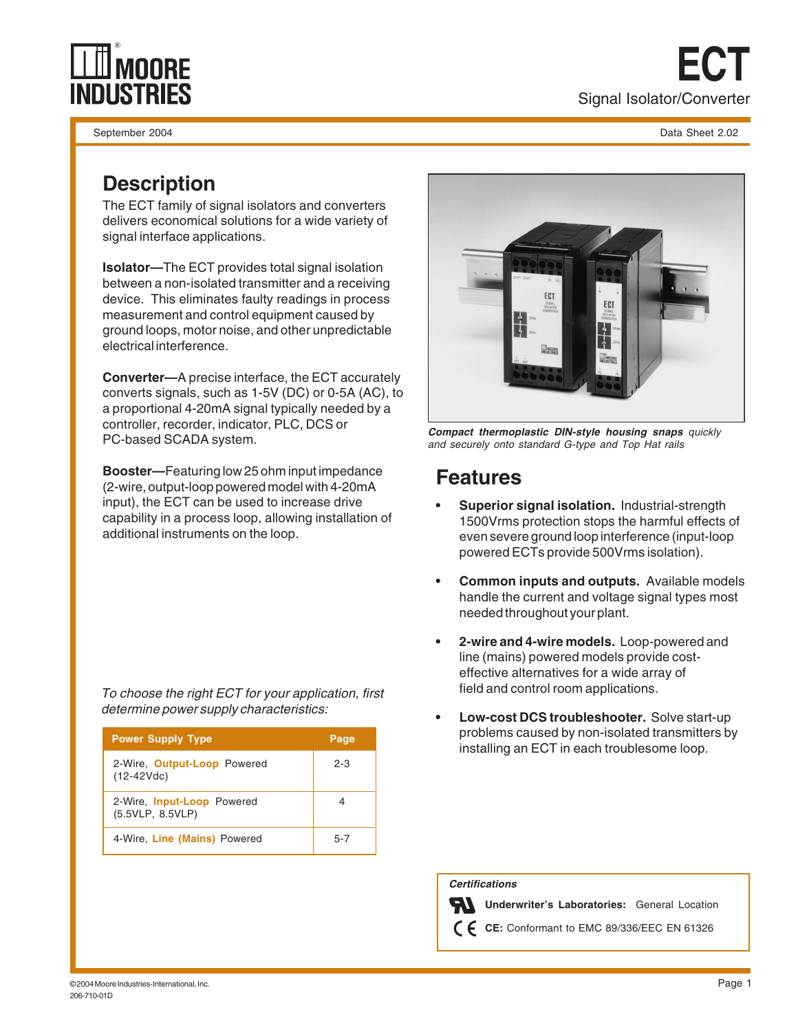# ECT

Signal Isolator/Converter

September 2004 Data Sheet 2.02

## Description

The ECT family of signal isolators and converters delivers economical solutions for a wide variety of signal interface applications.

**Isolator—**The ECT provides total signal isolation between a non-isolated transmitter and a receiving device. This eliminates faulty readings in process measurement and control equipment caused by ground loops, motor noise, and other unpredictable electrical interference.

**Converter—**A precise interface, the ECT accurately converts signals, such as 1-5V (DC) or 0-5A (AC), to a proportional 4-20mA signal typically needed by a controller, recorder, indicator, PLC, DCS or PC-based SCADA system.

**Booster—**Featuring low 25 ohm input impedance (2-wire, output-loop powered model with 4-20mA input), the ECT can be used to increase drive capability in a process loop, allowing installation of additional instruments on the loop.

*To choose the right ECT for your application, first determine power supply characteristics:*

| Power Supply Type | Page |
|---|---|
| 2-Wire, **Output-Loop** Powered (12-42Vdc) | 2-3 |
| 2-Wire, **Input-Loop** Powered (5.5VLP, 8.5VLP) | 4 |
| 4-Wire, **Line (Mains)** Powered | 5-7 |

***Compact thermoplastic DIN-style housing snaps*** *quickly and securely onto standard G-type and Top Hat rails*

## Features

- **Superior signal isolation.** Industrial-strength 1500Vrms protection stops the harmful effects of even severe ground loop interference (input-loop powered ECTs provide 500Vrms isolation).
- **Common inputs and outputs.** Available models handle the current and voltage signal types most needed throughout your plant.
- **2-wire and 4-wire models.** Loop-powered and line (mains) powered models provide cost-effective alternatives for a wide array of field and control room applications.
- **Low-cost DCS troubleshooter.** Solve start-up problems caused by non-isolated transmitters by installing an ECT in each troublesome loop.

***Certifications***

**Underwriter's Laboratories:** General Location

**CE:** Conformant to EMC 89/336/EEC EN 61326

©2004 Moore Industries-International, Inc.
206-710-01D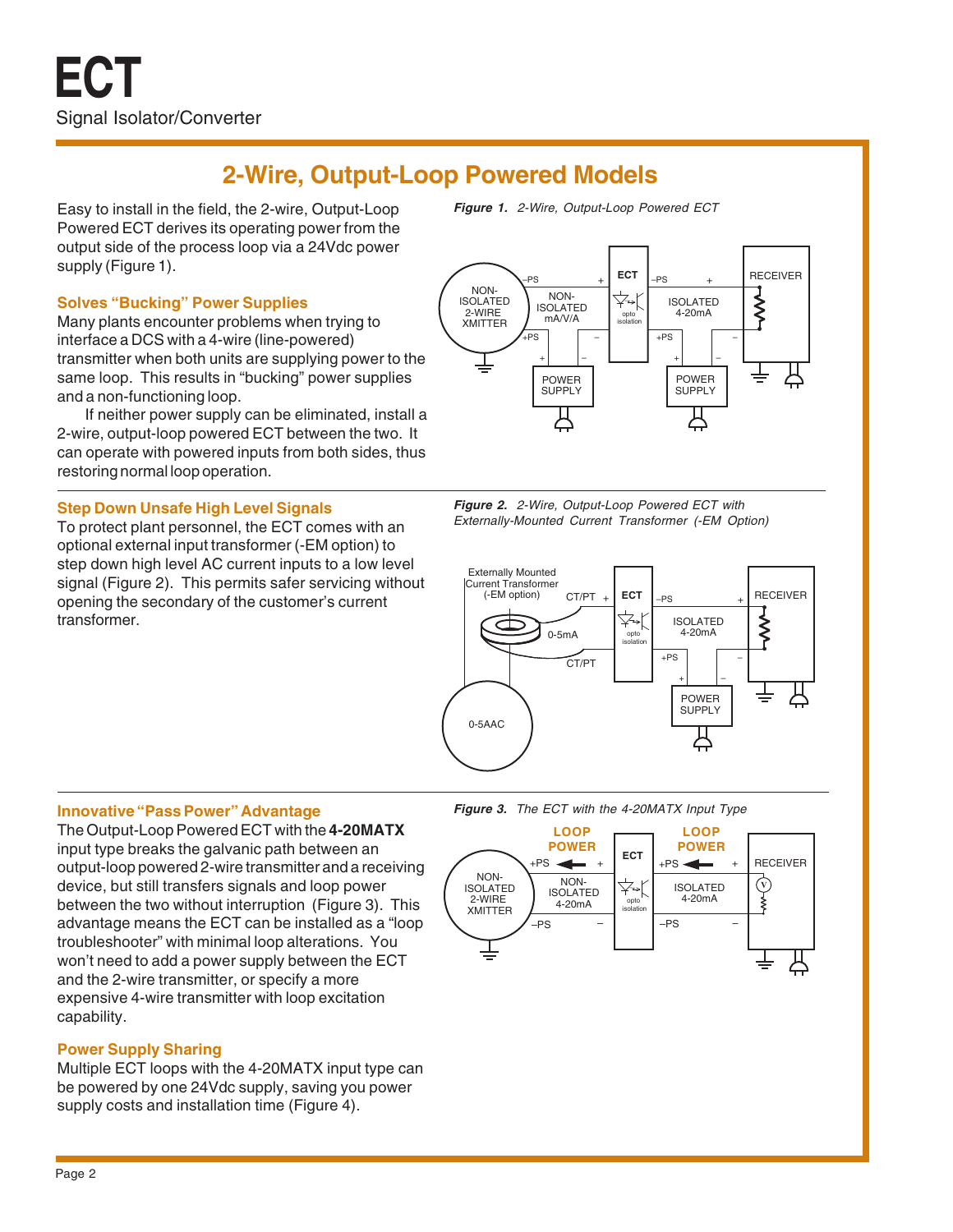# 2-Wire, Output-Loop Powered Models

Easy to install in the field, the 2-wire, Output-Loop Powered ECT derives its operating power from the output side of the process loop via a 24Vdc power supply (Figure 1).

### Solves "Bucking" Power Supplies

Many plants encounter problems when trying to interface a DCS with a 4-wire (line-powered) transmitter when both units are supplying power to the same loop. This results in "bucking" power supplies and a non-functioning loop.

If neither power supply can be eliminated, install a 2-wire, output-loop powered ECT between the two. It can operate with powered inputs from both sides, thus restoring normal loop operation.

*Figure 1. 2-Wire, Output-Loop Powered ECT*

### Step Down Unsafe High Level Signals

To protect plant personnel, the ECT comes with an optional external input transformer (-EM option) to step down high level AC current inputs to a low level signal (Figure 2). This permits safer servicing without opening the secondary of the customer's current transformer.

*Figure 2. 2-Wire, Output-Loop Powered ECT with Externally-Mounted Current Transformer (-EM Option)*

### Innovative "Pass Power" Advantage

The Output-Loop Powered ECT with the **4-20MATX** input type breaks the galvanic path between an output-loop powered 2-wire transmitter and a receiving device, but still transfers signals and loop power between the two without interruption (Figure 3). This advantage means the ECT can be installed as a "loop troubleshooter" with minimal loop alterations. You won't need to add a power supply between the ECT and the 2-wire transmitter, or specify a more expensive 4-wire transmitter with loop excitation capability.

*Figure 3. The ECT with the 4-20MATX Input Type*

### Power Supply Sharing

Multiple ECT loops with the 4-20MATX input type can be powered by one 24Vdc supply, saving you power supply costs and installation time (Figure 4).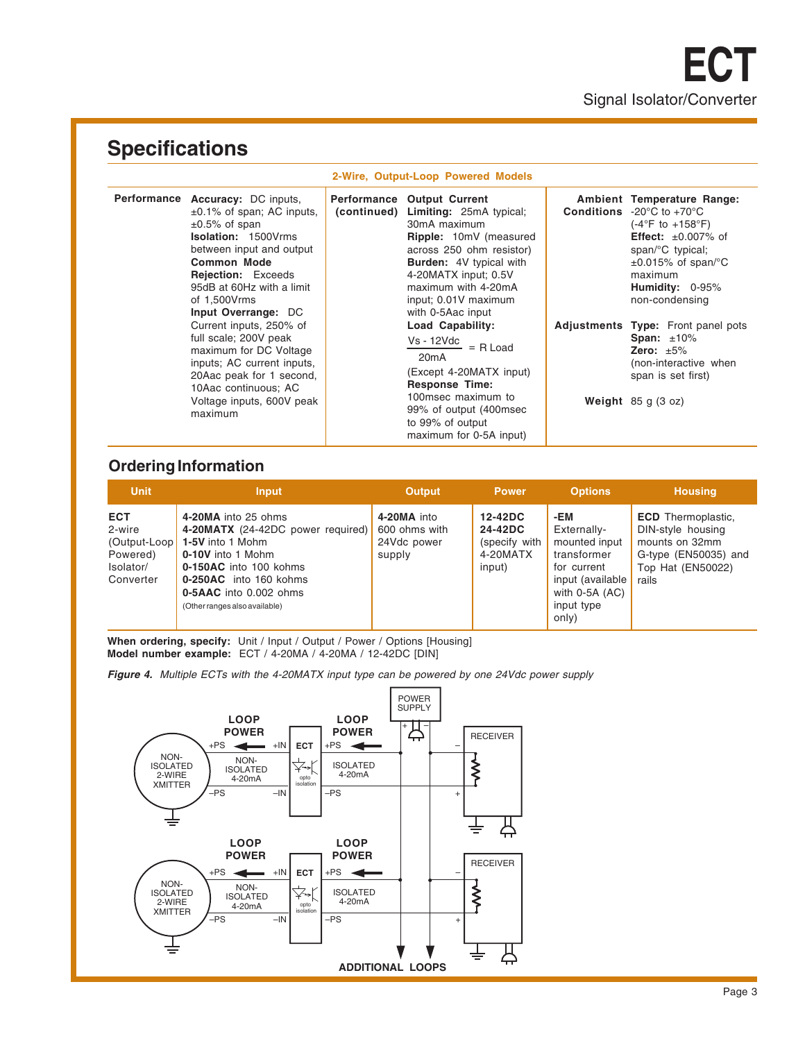## Specifications

**2-Wire, Output-Loop Powered Models**

**Performance**

**Accuracy:** DC inputs, ±0.1% of span; AC inputs, ±0.5% of span

**Isolation:** 1500Vrms between input and output

**Common Mode Rejection:** Exceeds 95dB at 60Hz with a limit of 1,500Vrms

**Input Overrange:** DC Current inputs, 250% of full scale; 200V peak maximum for DC Voltage inputs; AC current inputs, 20Aac peak for 1 second, 10Aac continuous; AC Voltage inputs, 600V peak maximum

**Performance (continued)**

**Output Current Limiting:** 25mA typical; 30mA maximum

**Ripple:** 10mV (measured across 250 ohm resistor)

**Burden:** 4V typical with 4-20MATX input; 0.5V maximum with 4-20mA input; 0.01V maximum with 0-5Aac input

**Load Capability:**

$$\frac{Vs - 12Vdc}{20mA} = R\ Load$$

(Except 4-20MATX input)

**Response Time:** 100msec maximum to 99% of output (400msec to 99% of output maximum for 0-5A input)

**Ambient Conditions**

**Temperature Range:** -20°C to +70°C (-4°F to +158°F)

**Effect:** ±0.007% of span/°C typical; ±0.015% of span/°C maximum

**Humidity:** 0-95% non-condensing

**Adjustments**

**Type:** Front panel pots

**Span:** ±10%

**Zero:** ±5%

(non-interactive when span is set first)

**Weight** 85 g (3 oz)

## Ordering Information

| Unit | Input | Output | Power | Options | Housing |
|---|---|---|---|---|---|
| **ECT** 2-wire (Output-Loop Powered) Isolator/ Converter | **4-20MA** into 25 ohms<br>**4-20MATX** (24-42DC power required)<br>**1-5V** into 1 Mohm<br>**0-10V** into 1 Mohm<br>**0-150AC** into 100 kohms<br>**0-250AC** into 160 kohms<br>**0-5AAC** into 0.002 ohms<br>(Other ranges also available) | **4-20MA** into 600 ohms with 24Vdc power supply | **12-42DC**<br>**24-42DC** (specify with 4-20MATX input) | **-EM** Externally-mounted input transformer for current input (available with 0-5A (AC) input type only) | **ECD** Thermoplastic, DIN-style housing mounts on 32mm G-type (EN50035) and Top Hat (EN50022) rails |

**When ordering, specify:** Unit / Input / Output / Power / Options [Housing]
**Model number example:** ECT / 4-20MA / 4-20MA / 12-42DC [DIN]

***Figure 4.*** *Multiple ECTs with the 4-20MATX input type can be powered by one 24Vdc power supply*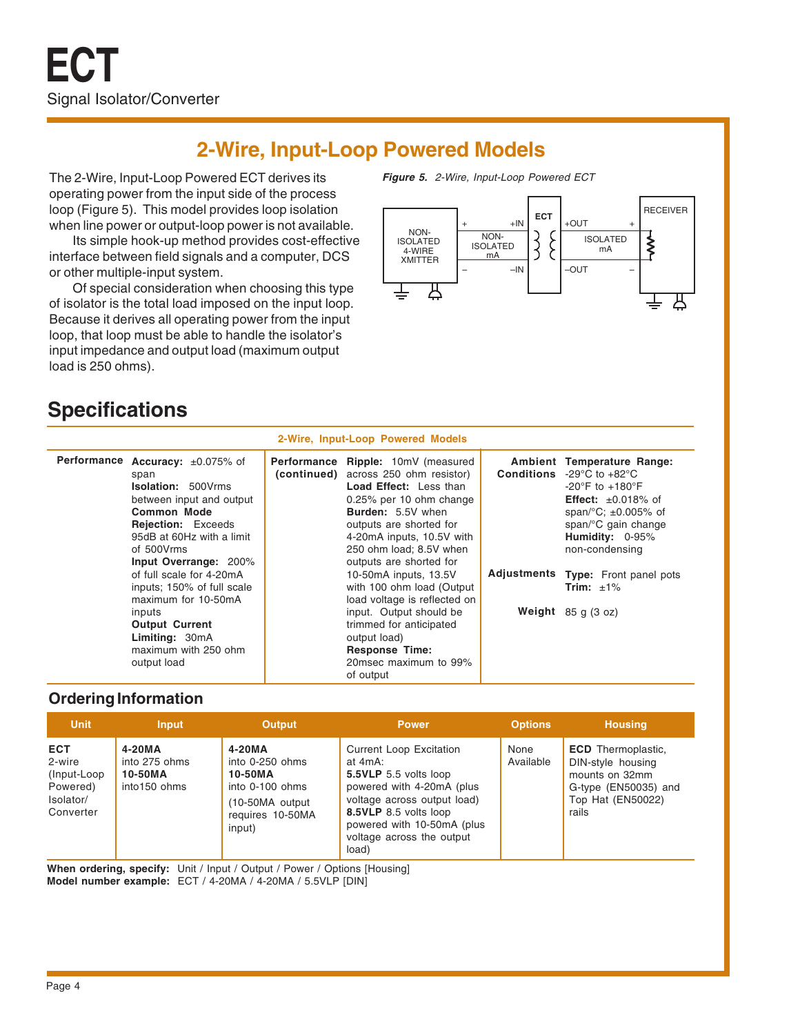# ECT

Signal Isolator/Converter

## 2-Wire, Input-Loop Powered Models

The 2-Wire, Input-Loop Powered ECT derives its operating power from the input side of the process loop (Figure 5). This model provides loop isolation when line power or output-loop power is not available.

Its simple hook-up method provides cost-effective interface between field signals and a computer, DCS or other multiple-input system.

Of special consideration when choosing this type of isolator is the total load imposed on the input loop. Because it derives all operating power from the input loop, that loop must be able to handle the isolator's input impedance and output load (maximum output load is 250 ohms).

***Figure 5.*** *2-Wire, Input-Loop Powered ECT*

NON-ISOLATED 4-WIRE XMITTER | + | − | +IN | NON-ISOLATED mA | −IN | ECT | +OUT | ISOLATED mA | −OUT | + | − | RECEIVER

## Specifications

**2-Wire, Input-Loop Powered Models**

| | | | | | |
|---|---|---|---|---|---|
| **Performance** | **Accuracy:** ±0.075% of span<br>**Isolation:** 500Vrms between input and output<br>**Common Mode Rejection:** Exceeds 95dB at 60Hz with a limit of 500Vrms<br>**Input Overrange:** 200% of full scale for 4-20mA inputs; 150% of full scale maximum for 10-50mA inputs<br>**Output Current Limiting:** 30mA maximum with 250 ohm output load | **Performance (continued)** | **Ripple:** 10mV (measured across 250 ohm resistor)<br>**Load Effect:** Less than 0.25% per 10 ohm change<br>**Burden:** 5.5V when outputs are shorted for 4-20mA inputs, 10.5V with 250 ohm load; 8.5V when outputs are shorted for 10-50mA inputs, 13.5V with 100 ohm load (Output load voltage is reflected on input. Output should be trimmed for anticipated output load)<br>**Response Time:** 20msec maximum to 99% of output | **Ambient Conditions** | **Temperature Range:** -29°C to +82°C<br>-20°F to +180°F<br>**Effect:** ±0.018% of span/°C; ±0.005% of span/°C gain change<br>**Humidity:** 0-95% non-condensing |
| | | | | **Adjustments** | **Type:** Front panel pots<br>**Trim:** ±1% |
| | | | | **Weight** | 85 g (3 oz) |

### Ordering Information

| Unit | Input | Output | Power | Options | Housing |
|---|---|---|---|---|---|
| **ECT**<br>2-wire (Input-Loop Powered) Isolator/ Converter | **4-20MA**<br>into 275 ohms<br>**10-50MA**<br>into150 ohms | **4-20MA**<br>into 0-250 ohms<br>**10-50MA**<br>into 0-100 ohms<br>(10-50MA output requires 10-50MA input) | Current Loop Excitation at 4mA:<br>**5.5VLP** 5.5 volts loop powered with 4-20mA (plus voltage across output load)<br>**8.5VLP** 8.5 volts loop powered with 10-50mA (plus voltage across the output load) | None Available | **ECD** Thermoplastic, DIN-style housing mounts on 32mm G-type (EN50035) and Top Hat (EN50022) rails |

**When ordering, specify:** Unit / Input / Output / Power / Options [Housing]
**Model number example:** ECT / 4-20MA / 4-20MA / 5.5VLP [DIN]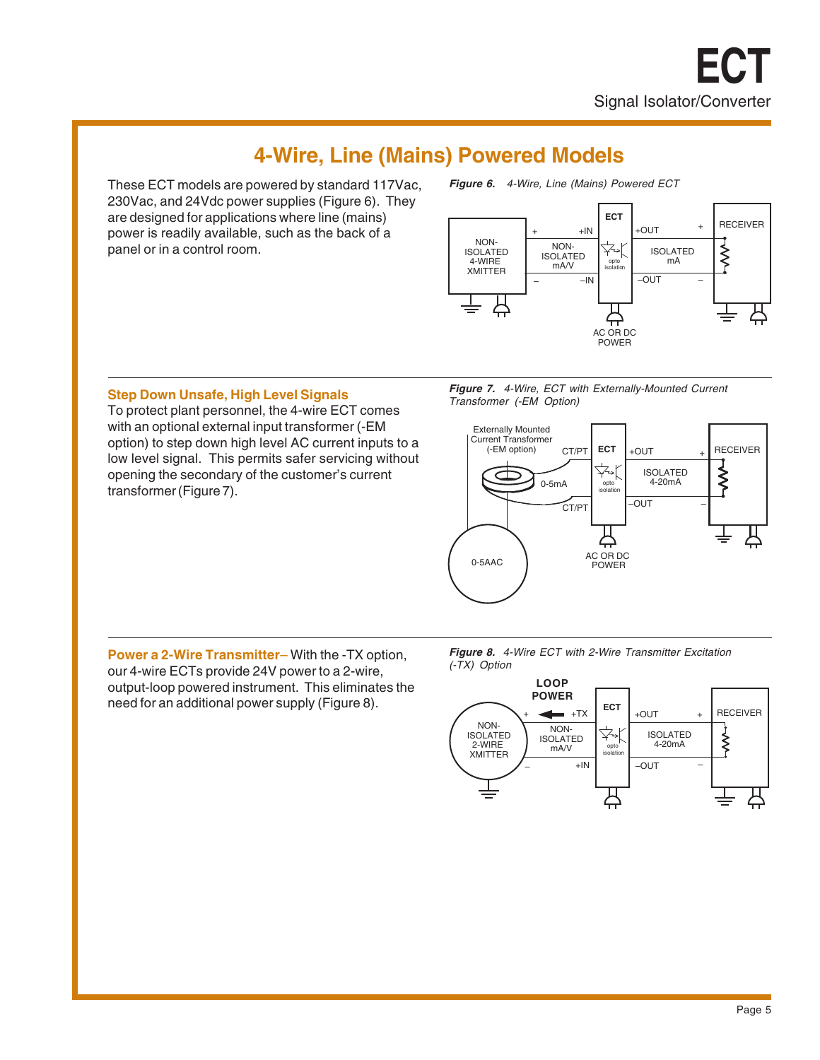## 4-Wire, Line (Mains) Powered Models

These ECT models are powered by standard 117Vac, 230Vac, and 24Vdc power supplies (Figure 6). They are designed for applications where line (mains) power is readily available, such as the back of a panel or in a control room.

*Figure 6. 4-Wire, Line (Mains) Powered ECT*

### Step Down Unsafe, High Level Signals

To protect plant personnel, the 4-wire ECT comes with an optional external input transformer (-EM option) to step down high level AC current inputs to a low level signal. This permits safer servicing without opening the secondary of the customer's current transformer (Figure 7).

*Figure 7. 4-Wire, ECT with Externally-Mounted Current Transformer (-EM Option)*

**Power a 2-Wire Transmitter**– With the -TX option, our 4-wire ECTs provide 24V power to a 2-wire, output-loop powered instrument. This eliminates the need for an additional power supply (Figure 8).

*Figure 8. 4-Wire ECT with 2-Wire Transmitter Excitation (-TX) Option*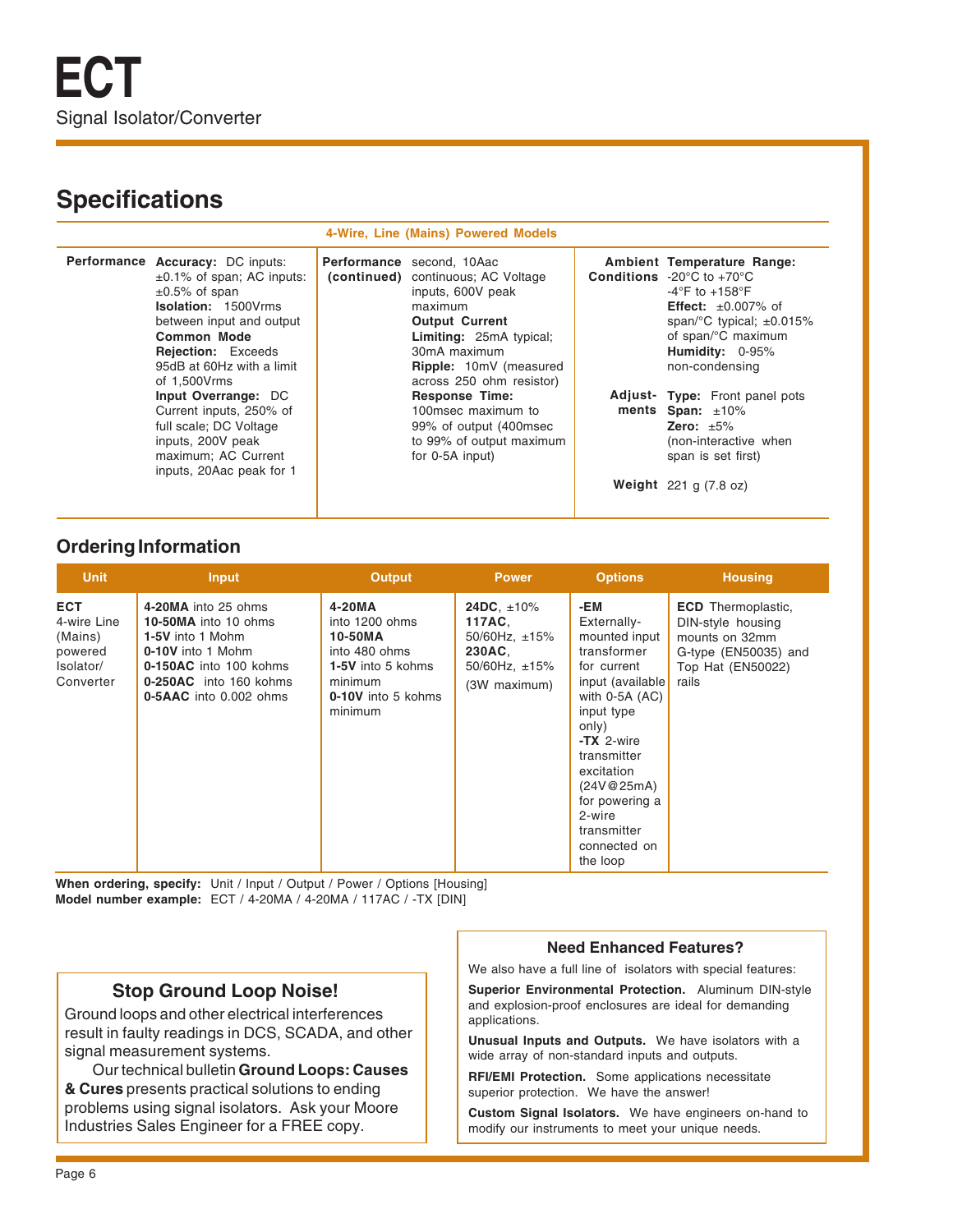# ECT

Signal Isolator/Converter

## Specifications

**4-Wire, Line (Mains) Powered Models**

**Performance**

**Accuracy:** DC inputs: ±0.1% of span; AC inputs: ±0.5% of span

**Isolation:** 1500Vrms between input and output

**Common Mode Rejection:** Exceeds 95dB at 60Hz with a limit of 1,500Vrms

**Input Overrange:** DC Current inputs, 250% of full scale; DC Voltage inputs, 200V peak maximum; AC Current inputs, 20Aac peak for 1 second, 10Aac continuous; AC Voltage inputs, 600V peak maximum

**Output Current Limiting:** 25mA typical; 30mA maximum

**Ripple:** 10mV (measured across 250 ohm resistor)

**Response Time:** 100msec maximum to 99% of output (400msec to 99% of output maximum for 0-5A input)

**Ambient Conditions**

**Temperature Range:** -20°C to +70°C -4°F to +158°F

**Effect:** ±0.007% of span/°C typical; ±0.015% of span/°C maximum

**Humidity:** 0-95% non-condensing

**Adjustments**

**Type:** Front panel pots

**Span:** ±10%

**Zero:** ±5% (non-interactive when span is set first)

**Weight** 221 g (7.8 oz)

## Ordering Information

| Unit | Input | Output | Power | Options | Housing |
|---|---|---|---|---|---|
| **ECT** 4-wire Line (Mains) powered Isolator/ Converter | **4-20MA** into 25 ohms<br>**10-50MA** into 10 ohms<br>**1-5V** into 1 Mohm<br>**0-10V** into 1 Mohm<br>**0-150AC** into 100 kohms<br>**0-250AC** into 160 kohms<br>**0-5AAC** into 0.002 ohms | **4-20MA** into 1200 ohms<br>**10-50MA** into 480 ohms<br>**1-5V** into 5 kohms minimum<br>**0-10V** into 5 kohms minimum | **24DC**, ±10%<br>**117AC**, 50/60Hz, ±15%<br>**230AC**, 50/60Hz, ±15%<br>(3W maximum) | **-EM** Externally-mounted input transformer for current input (available with 0-5A (AC) input type only)<br>**-TX** 2-wire transmitter excitation (24V@25mA) for powering a 2-wire transmitter connected on the loop | **ECD** Thermoplastic, DIN-style housing mounts on 32mm G-type (EN50035) and Top Hat (EN50022) rails |

**When ordering, specify:** Unit / Input / Output / Power / Options [Housing]
**Model number example:** ECT / 4-20MA / 4-20MA / 117AC / -TX [DIN]

### Stop Ground Loop Noise!

Ground loops and other electrical interferences result in faulty readings in DCS, SCADA, and other signal measurement systems.

Our technical bulletin **Ground Loops: Causes & Cures** presents practical solutions to ending problems using signal isolators. Ask your Moore Industries Sales Engineer for a FREE copy.

### Need Enhanced Features?

We also have a full line of isolators with special features:

**Superior Environmental Protection.** Aluminum DIN-style and explosion-proof enclosures are ideal for demanding applications.

**Unusual Inputs and Outputs.** We have isolators with a wide array of non-standard inputs and outputs.

**RFI/EMI Protection.** Some applications necessitate superior protection. We have the answer!

**Custom Signal Isolators.** We have engineers on-hand to modify our instruments to meet your unique needs.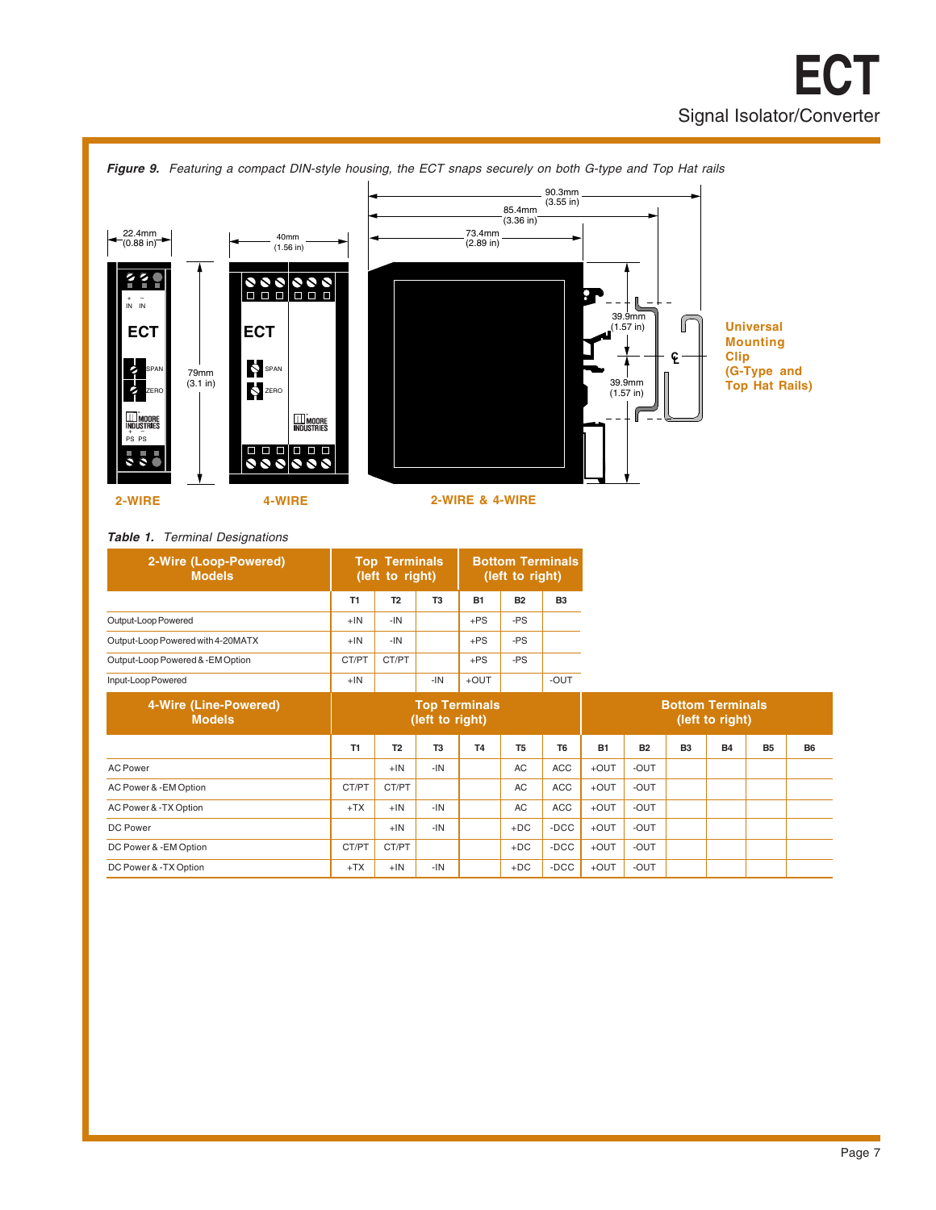*Figure 9. Featuring a compact DIN-style housing, the ECT snaps securely on both G-type and Top Hat rails*

22.4mm (0.88 in) | 79mm (3.1 in) | 40mm (1.56 in) | 90.3mm (3.55 in) | 85.4mm (3.36 in) | 73.4mm (2.89 in) | 39.9mm (1.57 in) | 39.9mm (1.57 in)

**Universal Mounting Clip (G-Type and Top Hat Rails)**

**2-WIRE** | **4-WIRE** | **2-WIRE & 4-WIRE**

*Table 1. Terminal Designations*

| 2-Wire (Loop-Powered) Models | Top Terminals (left to right) | | | Bottom Terminals (left to right) | | |
|---|---|---|---|---|---|---|
| | T1 | T2 | T3 | B1 | B2 | B3 |
| Output-Loop Powered | +IN | -IN | | +PS | -PS | |
| Output-Loop Powered with 4-20MATX | +IN | -IN | | +PS | -PS | |
| Output-Loop Powered & -EM Option | CT/PT | CT/PT | | +PS | -PS | |
| Input-Loop Powered | +IN | | -IN | +OUT | | -OUT |

| 4-Wire (Line-Powered) Models | Top Terminals (left to right) | | | | | | Bottom Terminals (left to right) | | | | | |
|---|---|---|---|---|---|---|---|---|---|---|---|---|
| | T1 | T2 | T3 | T4 | T5 | T6 | B1 | B2 | B3 | B4 | B5 | B6 |
| AC Power | | +IN | -IN | | AC | ACC | +OUT | -OUT | | | | |
| AC Power & -EM Option | CT/PT | CT/PT | | | AC | ACC | +OUT | -OUT | | | | |
| AC Power & -TX Option | +TX | +IN | -IN | | AC | ACC | +OUT | -OUT | | | | |
| DC Power | | +IN | -IN | | +DC | -DCC | +OUT | -OUT | | | | |
| DC Power & -EM Option | CT/PT | CT/PT | | | +DC | -DCC | +OUT | -OUT | | | | |
| DC Power & -TX Option | +TX | +IN | -IN | | +DC | -DCC | +OUT | -OUT | | | | |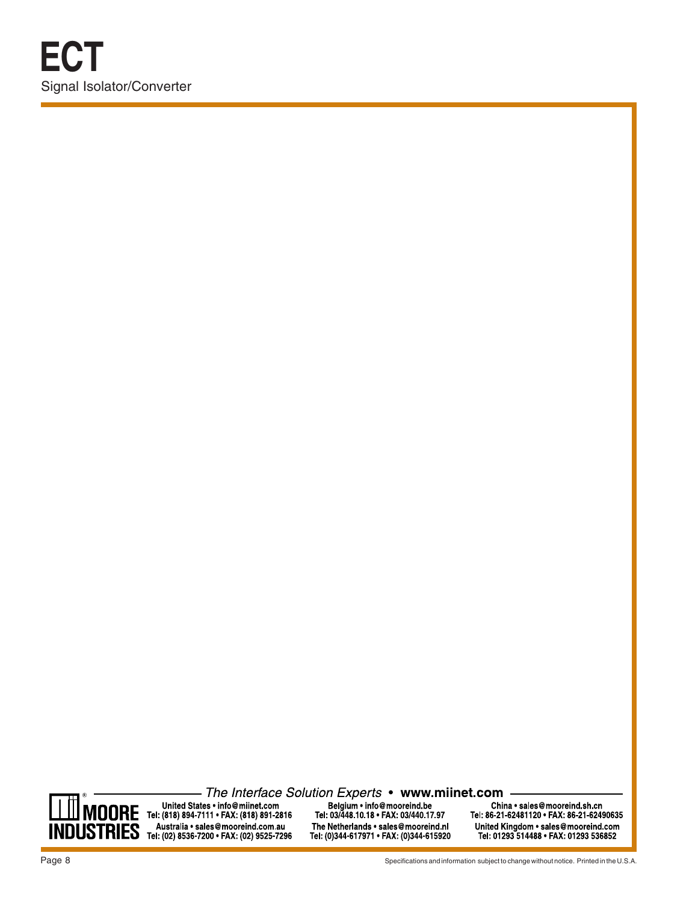# ECT

Signal Isolator/Converter

*The Interface Solution Experts* • **www.miinet.com**

MOORE INDUSTRIES

United States • info@miinet.com
Tel: (818) 894-7111 • FAX: (818) 891-2816

Australia • sales@mooreind.com.au
Tel: (02) 8536-7200 • FAX: (02) 9525-7296

Belgium • info@mooreind.be
Tel: 03/448.10.18 • FAX: 03/440.17.97

The Netherlands • sales@mooreind.nl
Tel: (0)344-617971 • FAX: (0)344-615920

China • sales@mooreind.sh.cn
Tel: 86-21-62481120 • FAX: 86-21-62490635

United Kingdom • sales@mooreind.com
Tel: 01293 514488 • FAX: 01293 536852

Specifications and information subject to change without notice. Printed in the U.S.A.